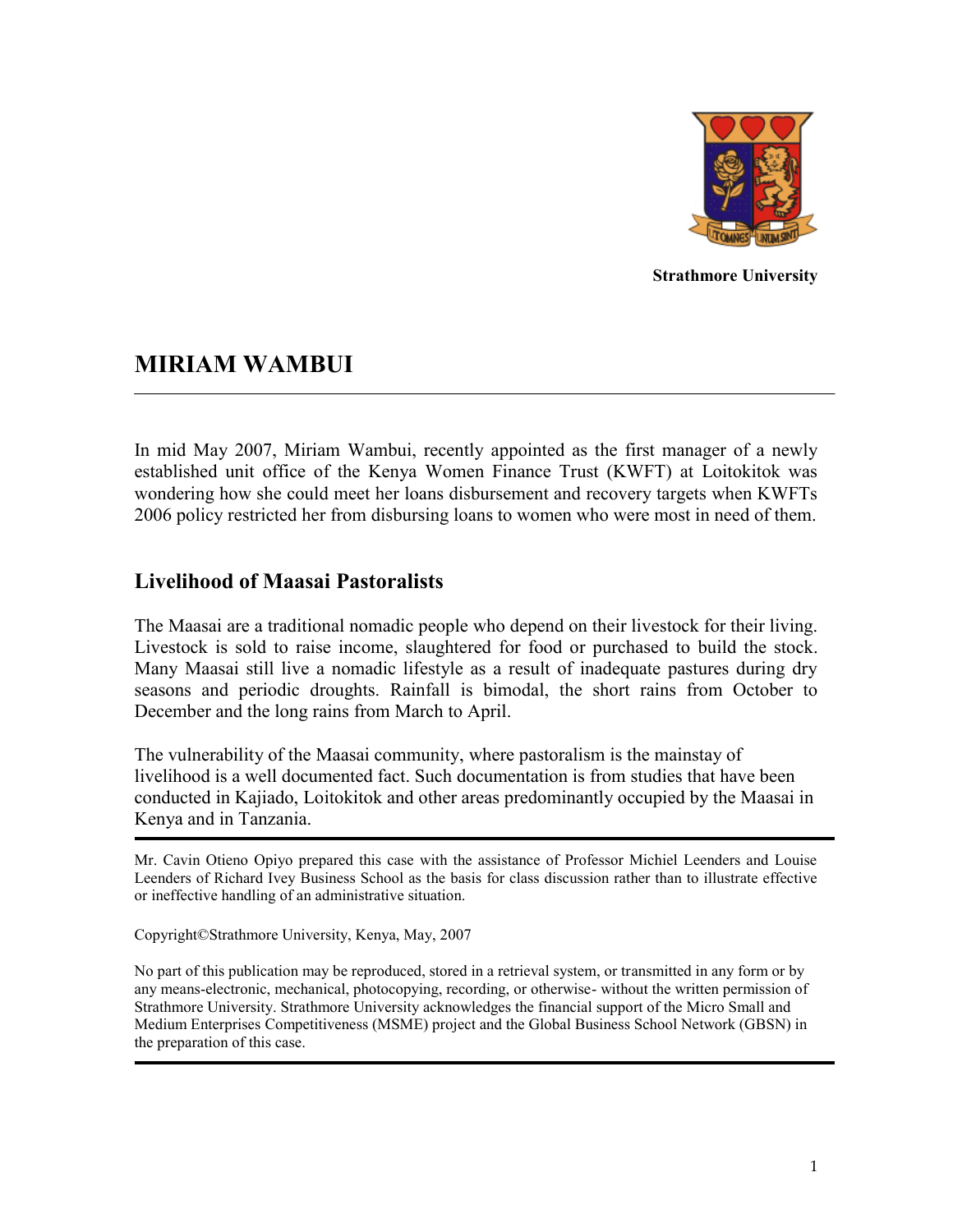**Strathmore University**

# MIRIAM WAMBUI

---

In mid May 2007, Miriam Wambui, recently appointed as the first manager of a newly established unit office of the Kenya Women Finance Trust (KWFT) at Loitokitok was wondering how she could meet her loans disbursement and recovery targets when KWFTs 2006 policy restricted her from disbursing loans to women who were most in need of them.

## Livelihood of Maasai Pastoralists

The Maasai are a traditional nomadic people who depend on their livestock for their living. Livestock is sold to raise income, slaughtered for food or purchased to build the stock. Many Maasai still live a nomadic lifestyle as a result of inadequate pastures during dry seasons and periodic droughts. Rainfall is bimodal, the short rains from October to December and the long rains from March to April.

The vulnerability of the Maasai community, where pastoralism is the mainstay of livelihood is a well documented fact. Such documentation is from studies that have been conducted in Kajiado, Loitokitok and other areas predominantly occupied by the Maasai in Kenya and in Tanzania.

---

Mr. Cavin Otieno Opiyo prepared this case with the assistance of Professor Michiel Leenders and Louise Leenders of Richard Ivey Business School as the basis for class discussion rather than to illustrate effective or ineffective handling of an administrative situation.

Copyright©Strathmore University, Kenya, May, 2007

No part of this publication may be reproduced, stored in a retrieval system, or transmitted in any form or by any means-electronic, mechanical, photocopying, recording, or otherwise- without the written permission of Strathmore University. Strathmore University acknowledges the financial support of the Micro Small and Medium Enterprises Competitiveness (MSME) project and the Global Business School Network (GBSN) in the preparation of this case.

---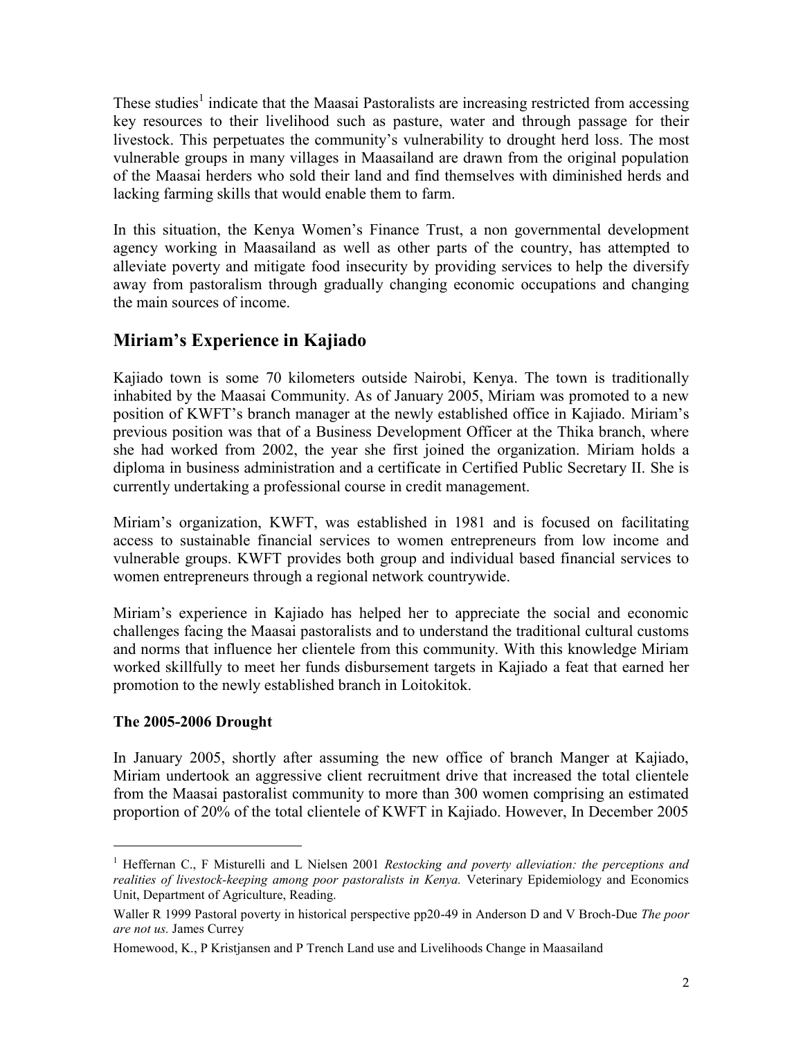These studies[1] indicate that the Maasai Pastoralists are increasing restricted from accessing key resources to their livelihood such as pasture, water and through passage for their livestock. This perpetuates the community's vulnerability to drought herd loss. The most vulnerable groups in many villages in Maasailand are drawn from the original population of the Maasai herders who sold their land and find themselves with diminished herds and lacking farming skills that would enable them to farm.

In this situation, the Kenya Women's Finance Trust, a non governmental development agency working in Maasailand as well as other parts of the country, has attempted to alleviate poverty and mitigate food insecurity by providing services to help the diversify away from pastoralism through gradually changing economic occupations and changing the main sources of income.

## Miriam's Experience in Kajiado

Kajiado town is some 70 kilometers outside Nairobi, Kenya. The town is traditionally inhabited by the Maasai Community. As of January 2005, Miriam was promoted to a new position of KWFT's branch manager at the newly established office in Kajiado. Miriam's previous position was that of a Business Development Officer at the Thika branch, where she had worked from 2002, the year she first joined the organization. Miriam holds a diploma in business administration and a certificate in Certified Public Secretary II. She is currently undertaking a professional course in credit management.

Miriam's organization, KWFT, was established in 1981 and is focused on facilitating access to sustainable financial services to women entrepreneurs from low income and vulnerable groups. KWFT provides both group and individual based financial services to women entrepreneurs through a regional network countrywide.

Miriam's experience in Kajiado has helped her to appreciate the social and economic challenges facing the Maasai pastoralists and to understand the traditional cultural customs and norms that influence her clientele from this community. With this knowledge Miriam worked skillfully to meet her funds disbursement targets in Kajiado a feat that earned her promotion to the newly established branch in Loitokitok.

### The 2005-2006 Drought

In January 2005, shortly after assuming the new office of branch Manger at Kajiado, Miriam undertook an aggressive client recruitment drive that increased the total clientele from the Maasai pastoralist community to more than 300 women comprising an estimated proportion of 20% of the total clientele of KWFT in Kajiado. However, In December 2005

---

[1] Heffernan C., F Misturelli and L Nielsen 2001 *Restocking and poverty alleviation: the perceptions and realities of livestock-keeping among poor pastoralists in Kenya.* Veterinary Epidemiology and Economics Unit, Department of Agriculture, Reading.

Waller R 1999 Pastoral poverty in historical perspective pp20-49 in Anderson D and V Broch-Due *The poor are not us.* James Currey

Homewood, K., P Kristjansen and P Trench Land use and Livelihoods Change in Maasailand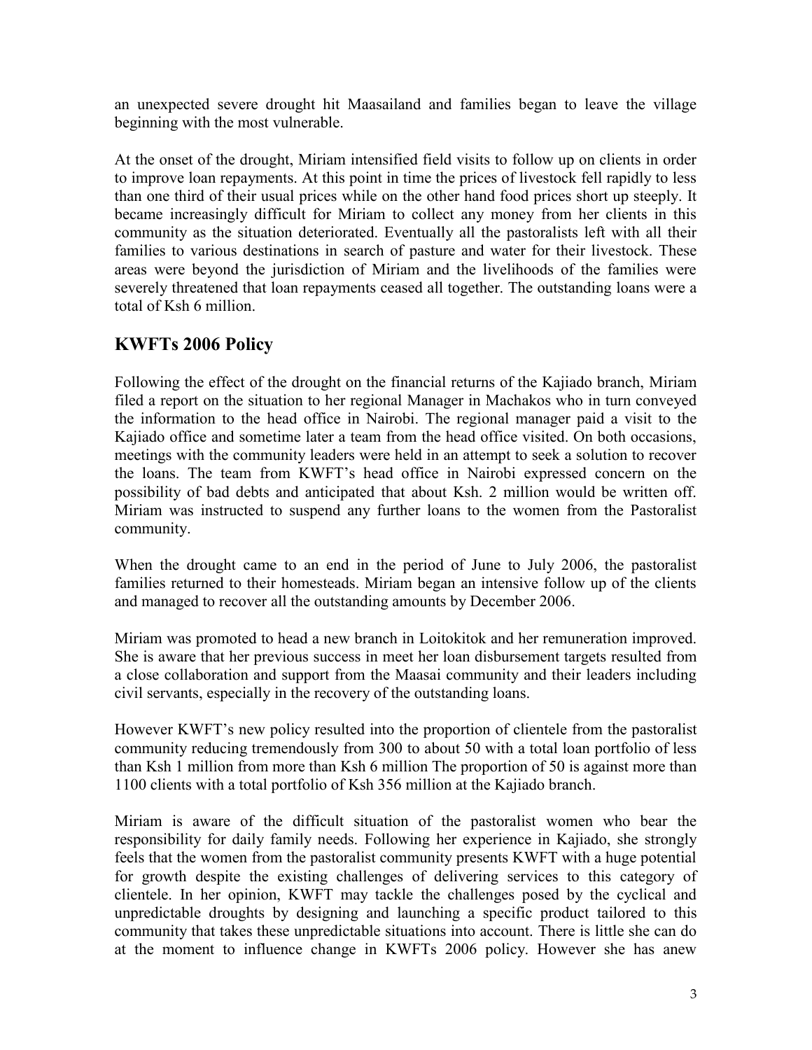an unexpected severe drought hit Maasailand and families began to leave the village beginning with the most vulnerable.

At the onset of the drought, Miriam intensified field visits to follow up on clients in order to improve loan repayments. At this point in time the prices of livestock fell rapidly to less than one third of their usual prices while on the other hand food prices short up steeply. It became increasingly difficult for Miriam to collect any money from her clients in this community as the situation deteriorated. Eventually all the pastoralists left with all their families to various destinations in search of pasture and water for their livestock. These areas were beyond the jurisdiction of Miriam and the livelihoods of the families were severely threatened that loan repayments ceased all together. The outstanding loans were a total of Ksh 6 million.

## KWFTs 2006 Policy

Following the effect of the drought on the financial returns of the Kajiado branch, Miriam filed a report on the situation to her regional Manager in Machakos who in turn conveyed the information to the head office in Nairobi. The regional manager paid a visit to the Kajiado office and sometime later a team from the head office visited. On both occasions, meetings with the community leaders were held in an attempt to seek a solution to recover the loans. The team from KWFT's head office in Nairobi expressed concern on the possibility of bad debts and anticipated that about Ksh. 2 million would be written off. Miriam was instructed to suspend any further loans to the women from the Pastoralist community.

When the drought came to an end in the period of June to July 2006, the pastoralist families returned to their homesteads. Miriam began an intensive follow up of the clients and managed to recover all the outstanding amounts by December 2006.

Miriam was promoted to head a new branch in Loitokitok and her remuneration improved. She is aware that her previous success in meet her loan disbursement targets resulted from a close collaboration and support from the Maasai community and their leaders including civil servants, especially in the recovery of the outstanding loans.

However KWFT's new policy resulted into the proportion of clientele from the pastoralist community reducing tremendously from 300 to about 50 with a total loan portfolio of less than Ksh 1 million from more than Ksh 6 million The proportion of 50 is against more than 1100 clients with a total portfolio of Ksh 356 million at the Kajiado branch.

Miriam is aware of the difficult situation of the pastoralist women who bear the responsibility for daily family needs. Following her experience in Kajiado, she strongly feels that the women from the pastoralist community presents KWFT with a huge potential for growth despite the existing challenges of delivering services to this category of clientele. In her opinion, KWFT may tackle the challenges posed by the cyclical and unpredictable droughts by designing and launching a specific product tailored to this community that takes these unpredictable situations into account. There is little she can do at the moment to influence change in KWFTs 2006 policy. However she has anew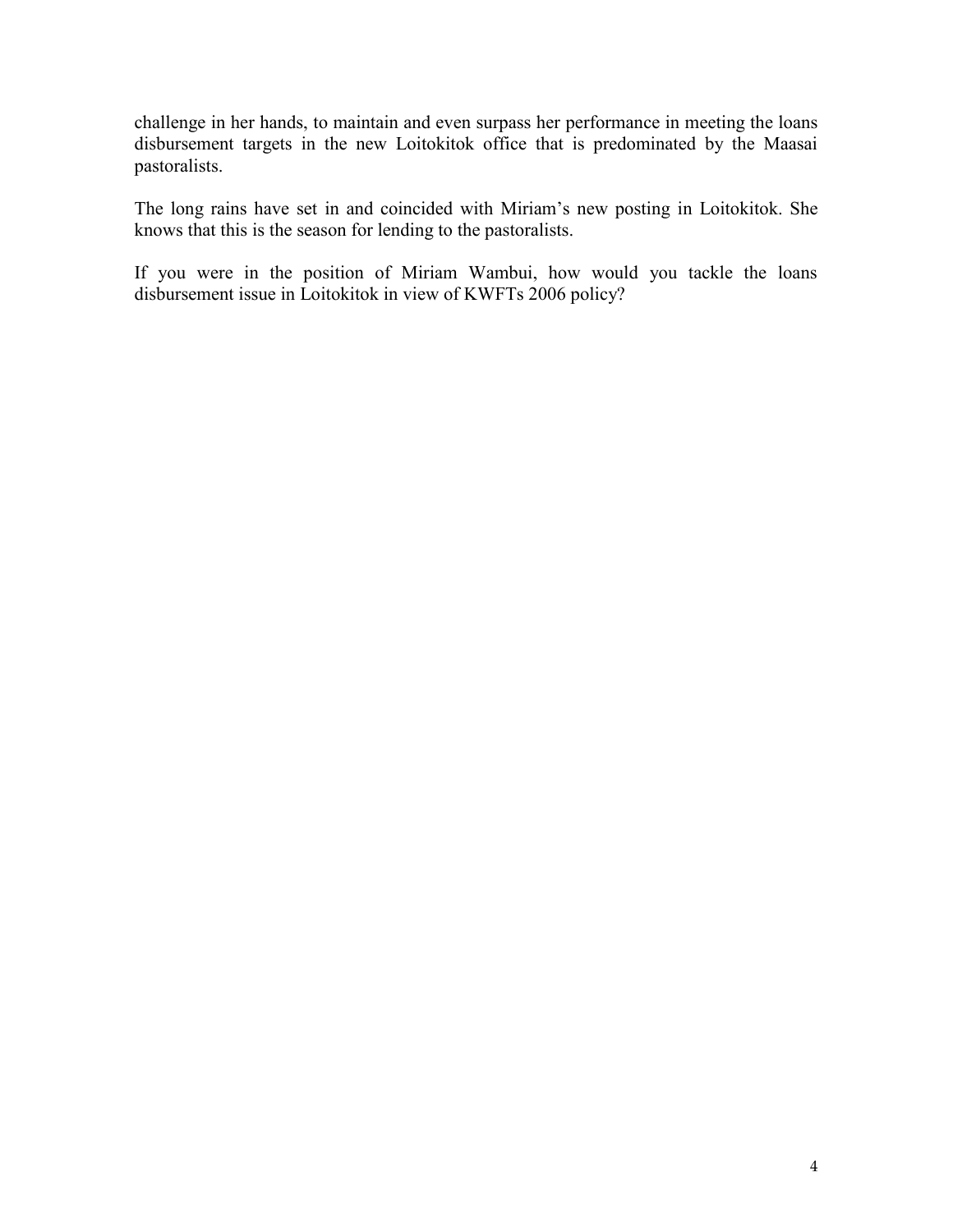challenge in her hands, to maintain and even surpass her performance in meeting the loans disbursement targets in the new Loitokitok office that is predominated by the Maasai pastoralists.

The long rains have set in and coincided with Miriam's new posting in Loitokitok. She knows that this is the season for lending to the pastoralists.

If you were in the position of Miriam Wambui, how would you tackle the loans disbursement issue in Loitokitok in view of KWFTs 2006 policy?